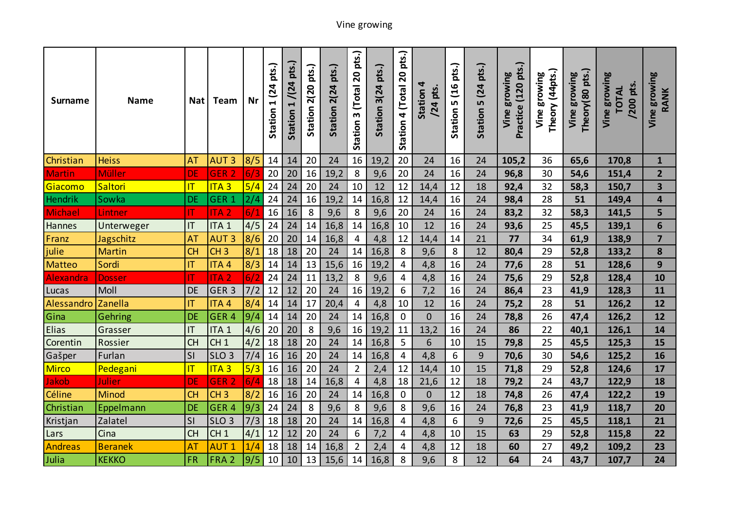Vine growing

| Surname | Name | Nat | Team | Nr | Station 1 (24 pts.) | Station 1 /(24 pts.) | Station 2(20 pts.) | Station 2(24 pts.) | Station 3 (Total 20 pts.) | Station 3(24 pts.) | Station 4 (Total 20 pts.) | Station 4 /24 pts. | Station 5 (16 pts.) | Station 5 (24 pts.) | Vine growing Practice (120 pts.) | Vine growing Theory (44pts.) | Vine growing Theory(80 pts.) | Vine growing TOTAL /200 pts. | Vine growing RANK |
|---|---|---|---|---|---|---|---|---|---|---|---|---|---|---|---|---|---|---|---|
| Christian | Heiss | AT | AUT 3 | 8/5 | 14 | 14 | 20 | 24 | 16 | 19,2 | 20 | 24 | 16 | 24 | **105,2** | 36 | **65,6** | **170,8** | **1** |
| Martin | Müller | DE | GER 2 | 6/3 | 20 | 20 | 16 | 19,2 | 8 | 9,6 | 20 | 24 | 16 | 24 | **96,8** | 30 | **54,6** | **151,4** | **2** |
| Giacomo | Saltori | IT | ITA 3 | 5/4 | 24 | 24 | 20 | 24 | 10 | 12 | 12 | 14,4 | 12 | 18 | **92,4** | 32 | **58,3** | **150,7** | **3** |
| Hendrik | Sowka | DE | GER 1 | 2/4 | 24 | 24 | 16 | 19,2 | 14 | 16,8 | 12 | 14,4 | 16 | 24 | **98,4** | 28 | **51** | **149,4** | **4** |
| Michael | Lintner | IT | ITA 2 | 6/1 | 16 | 16 | 8 | 9,6 | 8 | 9,6 | 20 | 24 | 16 | 24 | **83,2** | 32 | **58,3** | **141,5** | **5** |
| Hannes | Unterweger | IT | ITA 1 | 4/5 | 24 | 24 | 14 | 16,8 | 14 | 16,8 | 10 | 12 | 16 | 24 | **93,6** | 25 | **45,5** | **139,1** | **6** |
| Franz | Jagschitz | AT | AUT 3 | 8/6 | 20 | 20 | 14 | 16,8 | 4 | 4,8 | 12 | 14,4 | 14 | 21 | **77** | 34 | **61,9** | **138,9** | **7** |
| julie | Martin | CH | CH 3 | 8/1 | 18 | 18 | 20 | 24 | 14 | 16,8 | 8 | 9,6 | 8 | 12 | **80,4** | 29 | **52,8** | **133,2** | **8** |
| Matteo | Sordi | IT | ITA 4 | 8/3 | 14 | 14 | 13 | 15,6 | 16 | 19,2 | 4 | 4,8 | 16 | 24 | **77,6** | 28 | **51** | **128,6** | **9** |
| Alexandra | Dosser | IT | ITA 2 | 6/2 | 24 | 24 | 11 | 13,2 | 8 | 9,6 | 4 | 4,8 | 16 | 24 | **75,6** | 29 | **52,8** | **128,4** | **10** |
| Lucas | Moll | DE | GER 3 | 7/2 | 12 | 12 | 20 | 24 | 16 | 19,2 | 6 | 7,2 | 16 | 24 | **86,4** | 23 | **41,9** | **128,3** | **11** |
| Alessandro | Zanella | IT | ITA 4 | 8/4 | 14 | 14 | 17 | 20,4 | 4 | 4,8 | 10 | 12 | 16 | 24 | **75,2** | 28 | **51** | **126,2** | **12** |
| Gina | Gehring | DE | GER 4 | 9/4 | 14 | 14 | 20 | 24 | 14 | 16,8 | 0 | 0 | 16 | 24 | **78,8** | 26 | **47,4** | **126,2** | **12** |
| Elias | Grasser | IT | ITA 1 | 4/6 | 20 | 20 | 8 | 9,6 | 16 | 19,2 | 11 | 13,2 | 16 | 24 | **86** | 22 | **40,1** | **126,1** | **14** |
| Corentin | Rossier | CH | CH 1 | 4/2 | 18 | 18 | 20 | 24 | 14 | 16,8 | 5 | 6 | 10 | 15 | **79,8** | 25 | **45,5** | **125,3** | **15** |
| Gašper | Furlan | SI | SLO 3 | 7/4 | 16 | 16 | 20 | 24 | 14 | 16,8 | 4 | 4,8 | 6 | 9 | **70,6** | 30 | **54,6** | **125,2** | **16** |
| Mirco | Pedegani | IT | ITA 3 | 5/3 | 16 | 16 | 20 | 24 | 2 | 2,4 | 12 | 14,4 | 10 | 15 | **71,8** | 29 | **52,8** | **124,6** | **17** |
| Jakob | Julier | DE | GER 2 | 6/4 | 18 | 18 | 14 | 16,8 | 4 | 4,8 | 18 | 21,6 | 12 | 18 | **79,2** | 24 | **43,7** | **122,9** | **18** |
| Céline | Minod | CH | CH 3 | 8/2 | 16 | 16 | 20 | 24 | 14 | 16,8 | 0 | 0 | 12 | 18 | **74,8** | 26 | **47,4** | **122,2** | **19** |
| Christian | Eppelmann | DE | GER 4 | 9/3 | 24 | 24 | 8 | 9,6 | 8 | 9,6 | 8 | 9,6 | 16 | 24 | **76,8** | 23 | **41,9** | **118,7** | **20** |
| Kristjan | Zalatel | SI | SLO 3 | 7/3 | 18 | 18 | 20 | 24 | 14 | 16,8 | 4 | 4,8 | 6 | 9 | **72,6** | 25 | **45,5** | **118,1** | **21** |
| Lars | Cina | CH | CH 1 | 4/1 | 12 | 12 | 20 | 24 | 6 | 7,2 | 4 | 4,8 | 10 | 15 | **63** | 29 | **52,8** | **115,8** | **22** |
| Andreas | Beranek | AT | AUT 1 | 1/4 | 18 | 18 | 14 | 16,8 | 2 | 2,4 | 4 | 4,8 | 12 | 18 | **60** | 27 | **49,2** | **109,2** | **23** |
| Julia | KEKKO | FR | FRA 2 | 9/5 | 10 | 10 | 13 | 15,6 | 14 | 16,8 | 8 | 9,6 | 8 | 12 | **64** | 24 | **43,7** | **107,7** | **24** |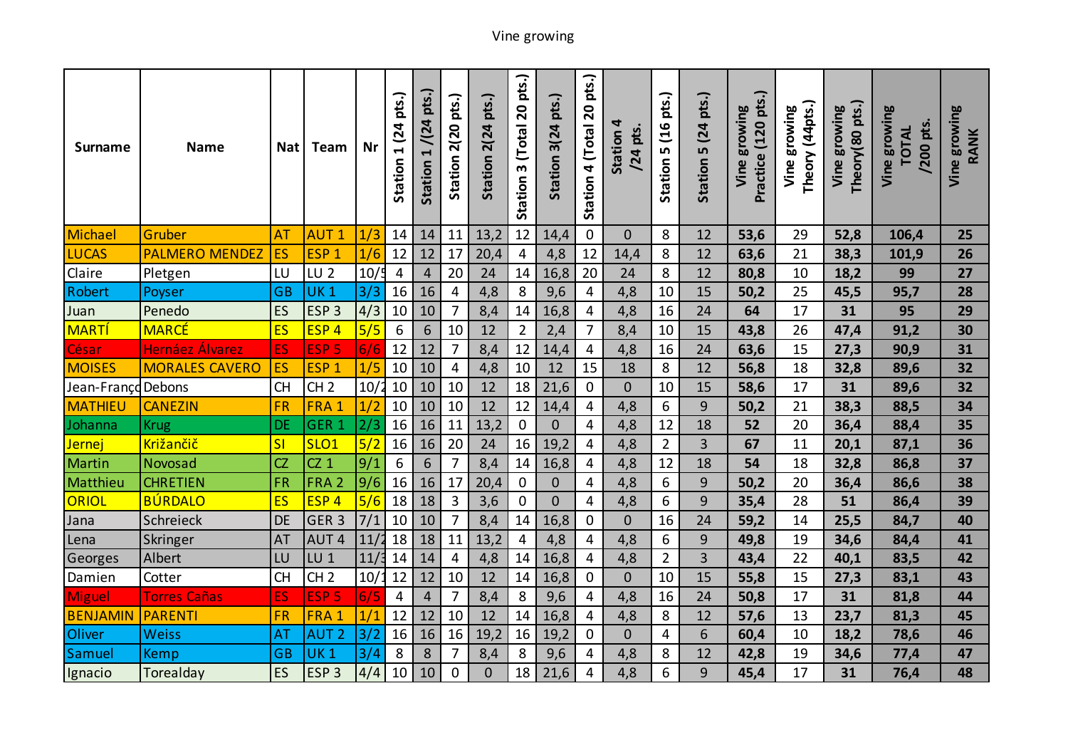Vine growing

| Surname | Name | Nat | Team | Nr | Station 1 (24 pts.) | Station 1 /(24 pts.) | Station 2(20 pts.) | Station 2(24 pts.) | Station 3 (Total 20 pts.) | Station 3(24 pts.) | Station 4 (Total 20 pts.) | Station 4 /24 pts. | Station 5 (16 pts.) | Station 5 (24 pts.) | Vine growing Practice (120 pts.) | Vine growing Theory (44pts.) | Vine growing Theory(80 pts.) | Vine growing TOTAL /200 pts. | Vine growing RANK |
|---|---|---|---|---|---|---|---|---|---|---|---|---|---|---|---|---|---|---|---|
| Michael | Gruber | AT | AUT 1 | 1/3 | 14 | 14 | 11 | 13,2 | 12 | 14,4 | 0 | 0 | 8 | 12 | **53,6** | 29 | **52,8** | **106,4** | **25** |
| LUCAS | PALMERO MENDEZ | ES | ESP 1 | 1/6 | 12 | 12 | 17 | 20,4 | 4 | 4,8 | 12 | 14,4 | 8 | 12 | **63,6** | 21 | **38,3** | **101,9** | **26** |
| Claire | Pletgen | LU | LU 2 | 10/5 | 4 | 4 | 20 | 24 | 14 | 16,8 | 20 | 24 | 8 | 12 | **80,8** | 10 | **18,2** | **99** | **27** |
| Robert | Poyser | GB | UK 1 | 3/3 | 16 | 16 | 4 | 4,8 | 8 | 9,6 | 4 | 4,8 | 10 | 15 | **50,2** | 25 | **45,5** | **95,7** | **28** |
| Juan | Penedo | ES | ESP 3 | 4/3 | 10 | 10 | 7 | 8,4 | 14 | 16,8 | 4 | 4,8 | 16 | 24 | **64** | 17 | **31** | **95** | **29** |
| MARTÍ | MARCÉ | ES | ESP 4 | 5/5 | 6 | 6 | 10 | 12 | 2 | 2,4 | 7 | 8,4 | 10 | 15 | **43,8** | 26 | **47,4** | **91,2** | **30** |
| César | Hernáez Álvarez | ES | ESP 5 | 6/6 | 12 | 12 | 7 | 8,4 | 12 | 14,4 | 4 | 4,8 | 16 | 24 | **63,6** | 15 | **27,3** | **90,9** | **31** |
| MOISES | MORALES CAVERO | ES | ESP 1 | 1/5 | 10 | 10 | 4 | 4,8 | 10 | 12 | 15 | 18 | 8 | 12 | **56,8** | 18 | **32,8** | **89,6** | **32** |
| Jean-Franço | Debons | CH | CH 2 | 10/2 | 10 | 10 | 10 | 12 | 18 | 21,6 | 0 | 0 | 10 | 15 | **58,6** | 17 | **31** | **89,6** | **32** |
| MATHIEU | CANEZIN | FR | FRA 1 | 1/2 | 10 | 10 | 10 | 12 | 12 | 14,4 | 4 | 4,8 | 6 | 9 | **50,2** | 21 | **38,3** | **88,5** | **34** |
| Johanna | Krug | DE | GER 1 | 2/3 | 16 | 16 | 11 | 13,2 | 0 | 0 | 4 | 4,8 | 12 | 18 | **52** | 20 | **36,4** | **88,4** | **35** |
| Jernej | Križančič | SI | SLO1 | 5/2 | 16 | 16 | 20 | 24 | 16 | 19,2 | 4 | 4,8 | 2 | 3 | **67** | 11 | **20,1** | **87,1** | **36** |
| Martin | Novosad | CZ | CZ 1 | 9/1 | 6 | 6 | 7 | 8,4 | 14 | 16,8 | 4 | 4,8 | 12 | 18 | **54** | 18 | **32,8** | **86,8** | **37** |
| Matthieu | CHRETIEN | FR | FRA 2 | 9/6 | 16 | 16 | 17 | 20,4 | 0 | 0 | 4 | 4,8 | 6 | 9 | **50,2** | 20 | **36,4** | **86,6** | **38** |
| ORIOL | BÚRDALO | ES | ESP 4 | 5/6 | 18 | 18 | 3 | 3,6 | 0 | 0 | 4 | 4,8 | 6 | 9 | **35,4** | 28 | **51** | **86,4** | **39** |
| Jana | Schreieck | DE | GER 3 | 7/1 | 10 | 10 | 7 | 8,4 | 14 | 16,8 | 0 | 0 | 16 | 24 | **59,2** | 14 | **25,5** | **84,7** | **40** |
| Lena | Skringer | AT | AUT 4 | 11/2 | 18 | 18 | 11 | 13,2 | 4 | 4,8 | 4 | 4,8 | 6 | 9 | **49,8** | 19 | **34,6** | **84,4** | **41** |
| Georges | Albert | LU | LU 1 | 11/3 | 14 | 14 | 4 | 4,8 | 14 | 16,8 | 4 | 4,8 | 2 | 3 | **43,4** | 22 | **40,1** | **83,5** | **42** |
| Damien | Cotter | CH | CH 2 | 10/1 | 12 | 12 | 10 | 12 | 14 | 16,8 | 0 | 0 | 10 | 15 | **55,8** | 15 | **27,3** | **83,1** | **43** |
| Miguel | Torres Cañas | ES | ESP 5 | 6/5 | 4 | 4 | 7 | 8,4 | 8 | 9,6 | 4 | 4,8 | 16 | 24 | **50,8** | 17 | **31** | **81,8** | **44** |
| BENJAMIN | PARENTI | FR | FRA 1 | 1/1 | 12 | 12 | 10 | 12 | 14 | 16,8 | 4 | 4,8 | 8 | 12 | **57,6** | 13 | **23,7** | **81,3** | **45** |
| Oliver | Weiss | AT | AUT 2 | 3/2 | 16 | 16 | 16 | 19,2 | 16 | 19,2 | 0 | 0 | 4 | 6 | **60,4** | 10 | **18,2** | **78,6** | **46** |
| Samuel | Kemp | GB | UK 1 | 3/4 | 8 | 8 | 7 | 8,4 | 8 | 9,6 | 4 | 4,8 | 8 | 12 | **42,8** | 19 | **34,6** | **77,4** | **47** |
| Ignacio | Torealday | ES | ESP 3 | 4/4 | 10 | 10 | 0 | 0 | 18 | 21,6 | 4 | 4,8 | 6 | 9 | **45,4** | 17 | **31** | **76,4** | **48** |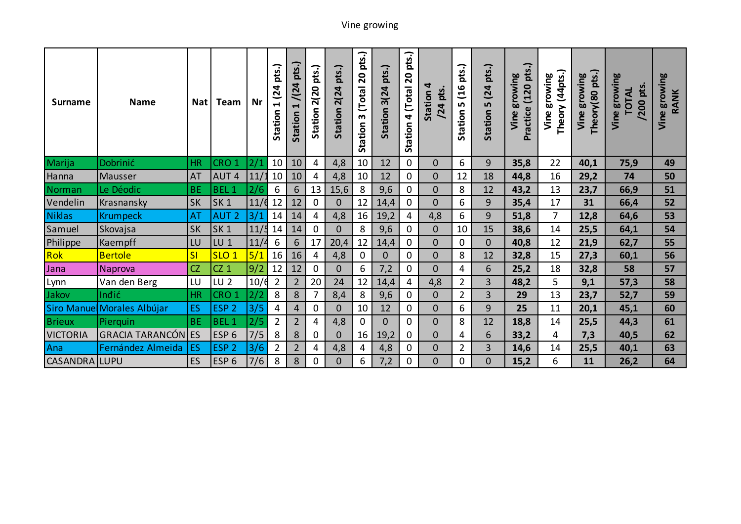Vine growing

| Surname | Name | Nat | Team | Nr | Station 1 (24 pts.) | Station 1 /(24 pts.) | Station 2(20 pts.) | Station 2(24 pts.) | Station 3 (Total 20 pts.) | Station 3(24 pts.) | Station 4 (Total 20 pts.) | Station 4 /24 pts. | Station 5 (16 pts.) | Station 5 (24 pts.) | Vine growing Practice (120 pts.) | Vine growing Theory (44pts.) | Vine growing Theory(80 pts.) | Vine growing TOTAL /200 pts. | Vine growing RANK |
|---|---|---|---|---|---|---|---|---|---|---|---|---|---|---|---|---|---|---|---|
| Marija | Dobrinić | HR | CRO 1 | 2/1 | 10 | 10 | 4 | 4,8 | 10 | 12 | 0 | 0 | 6 | 9 | 35,8 | 22 | 40,1 | 75,9 | 49 |
| Hanna | Mausser | AT | AUT 4 | 11/1 | 10 | 10 | 4 | 4,8 | 10 | 12 | 0 | 0 | 12 | 18 | 44,8 | 16 | 29,2 | 74 | 50 |
| Norman | Le Déodic | BE | BEL 1 | 2/6 | 6 | 6 | 13 | 15,6 | 8 | 9,6 | 0 | 0 | 8 | 12 | 43,2 | 13 | 23,7 | 66,9 | 51 |
| Vendelin | Krasnansky | SK | SK 1 | 11/6 | 12 | 12 | 0 | 0 | 12 | 14,4 | 0 | 0 | 6 | 9 | 35,4 | 17 | 31 | 66,4 | 52 |
| Niklas | Krumpeck | AT | AUT 2 | 3/1 | 14 | 14 | 4 | 4,8 | 16 | 19,2 | 4 | 4,8 | 6 | 9 | 51,8 | 7 | 12,8 | 64,6 | 53 |
| Samuel | Skovajsa | SK | SK 1 | 11/5 | 14 | 14 | 0 | 0 | 8 | 9,6 | 0 | 0 | 10 | 15 | 38,6 | 14 | 25,5 | 64,1 | 54 |
| Philippe | Kaempff | LU | LU 1 | 11/4 | 6 | 6 | 17 | 20,4 | 12 | 14,4 | 0 | 0 | 0 | 0 | 40,8 | 12 | 21,9 | 62,7 | 55 |
| Rok | Bertole | SI | SLO 1 | 5/1 | 16 | 16 | 4 | 4,8 | 0 | 0 | 0 | 0 | 8 | 12 | 32,8 | 15 | 27,3 | 60,1 | 56 |
| Jana | Naprova | CZ | CZ 1 | 9/2 | 12 | 12 | 0 | 0 | 6 | 7,2 | 0 | 0 | 4 | 6 | 25,2 | 18 | 32,8 | 58 | 57 |
| Lynn | Van den Berg | LU | LU 2 | 10/6 | 2 | 2 | 20 | 24 | 12 | 14,4 | 4 | 4,8 | 2 | 3 | 48,2 | 5 | 9,1 | 57,3 | 58 |
| Jakov | Inđić | HR | CRO 1 | 2/2 | 8 | 8 | 7 | 8,4 | 8 | 9,6 | 0 | 0 | 2 | 3 | 29 | 13 | 23,7 | 52,7 | 59 |
| Siro Manuel | Morales Albújar | ES | ESP 2 | 3/5 | 4 | 4 | 0 | 0 | 10 | 12 | 0 | 0 | 6 | 9 | 25 | 11 | 20,1 | 45,1 | 60 |
| Brieux | Pierquin | BE | BEL 1 | 2/5 | 2 | 2 | 4 | 4,8 | 0 | 0 | 0 | 0 | 8 | 12 | 18,8 | 14 | 25,5 | 44,3 | 61 |
| VICTORIA | GRACIA TARANCÓN | ES | ESP 6 | 7/5 | 8 | 8 | 0 | 0 | 16 | 19,2 | 0 | 0 | 4 | 6 | 33,2 | 4 | 7,3 | 40,5 | 62 |
| Ana | Fernández Almeida | ES | ESP 2 | 3/6 | 2 | 2 | 4 | 4,8 | 4 | 4,8 | 0 | 0 | 2 | 3 | 14,6 | 14 | 25,5 | 40,1 | 63 |
| CASANDRA | LUPU | ES | ESP 6 | 7/6 | 8 | 8 | 0 | 0 | 6 | 7,2 | 0 | 0 | 0 | 0 | 15,2 | 6 | 11 | 26,2 | 64 |